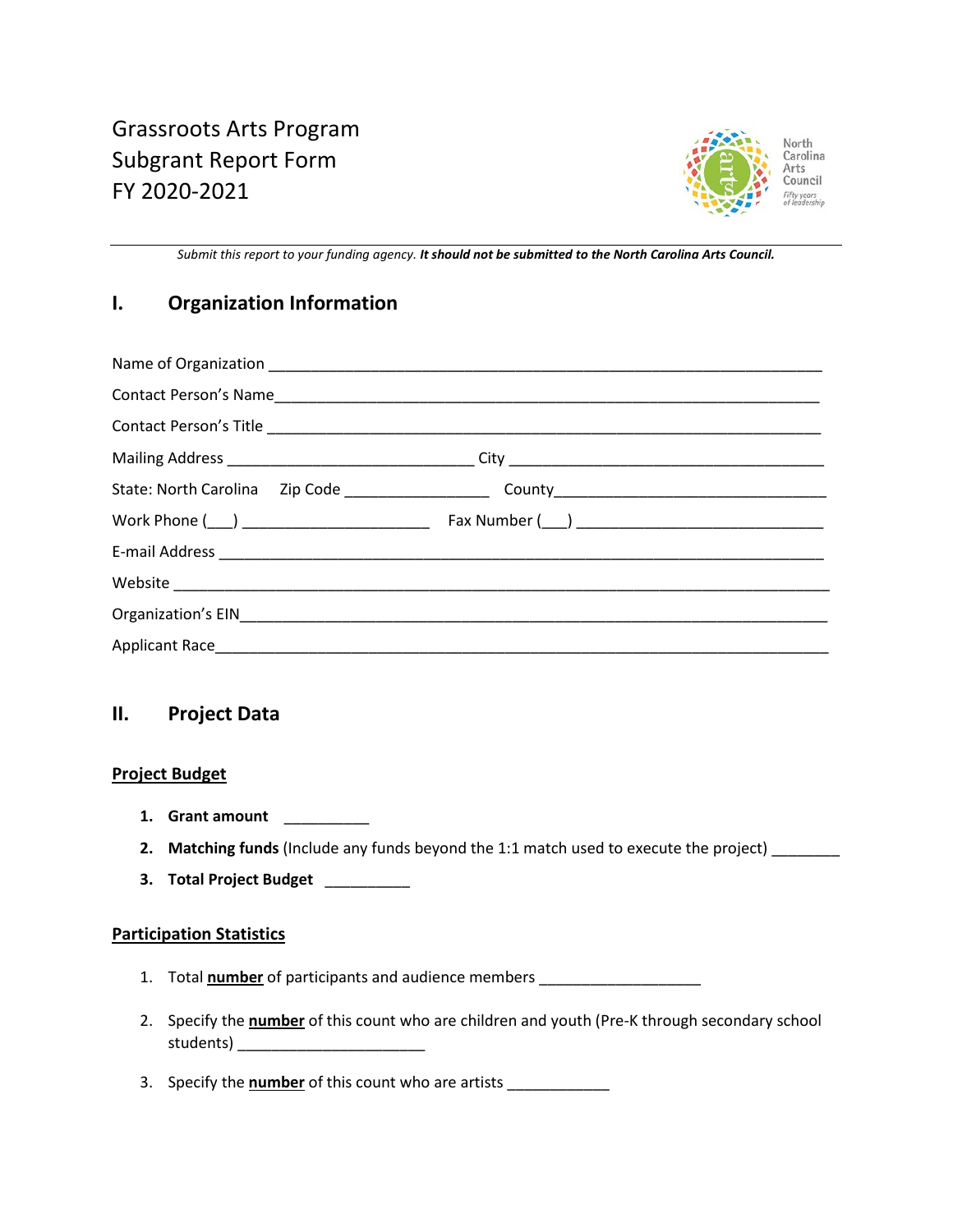# Grassroots Arts Program
# Subgrant Report Form
# FY 2020-2021

North Carolina Arts Council
*Fifty years of leadership*

*Submit this report to your funding agency.* ***It should not be submitted to the North Carolina Arts Council.***

## I. Organization Information

Name of Organization ___________________________________________________________________

Contact Person's Name__________________________________________________________________

Contact Person's Title ___________________________________________________________________

Mailing Address ____________________________ City ____________________________________

State: North Carolina   Zip Code ________________   County_______________________________

Work Phone (___) _____________________   Fax Number (___) ___________________________

E-mail Address _________________________________________________________________________

Website _________________________________________________________________________________

Organization's EIN_______________________________________________________________________

Applicant Race___________________________________________________________________________

## II. Project Data

### Project Budget

1. **Grant amount** __________
2. **Matching funds** (Include any funds beyond the 1:1 match used to execute the project) ________
3. **Total Project Budget** __________

### Participation Statistics

1. Total **number** of participants and audience members ___________________
2. Specify the **number** of this count who are children and youth (Pre-K through secondary school students) _____________________
3. Specify the **number** of this count who are artists ____________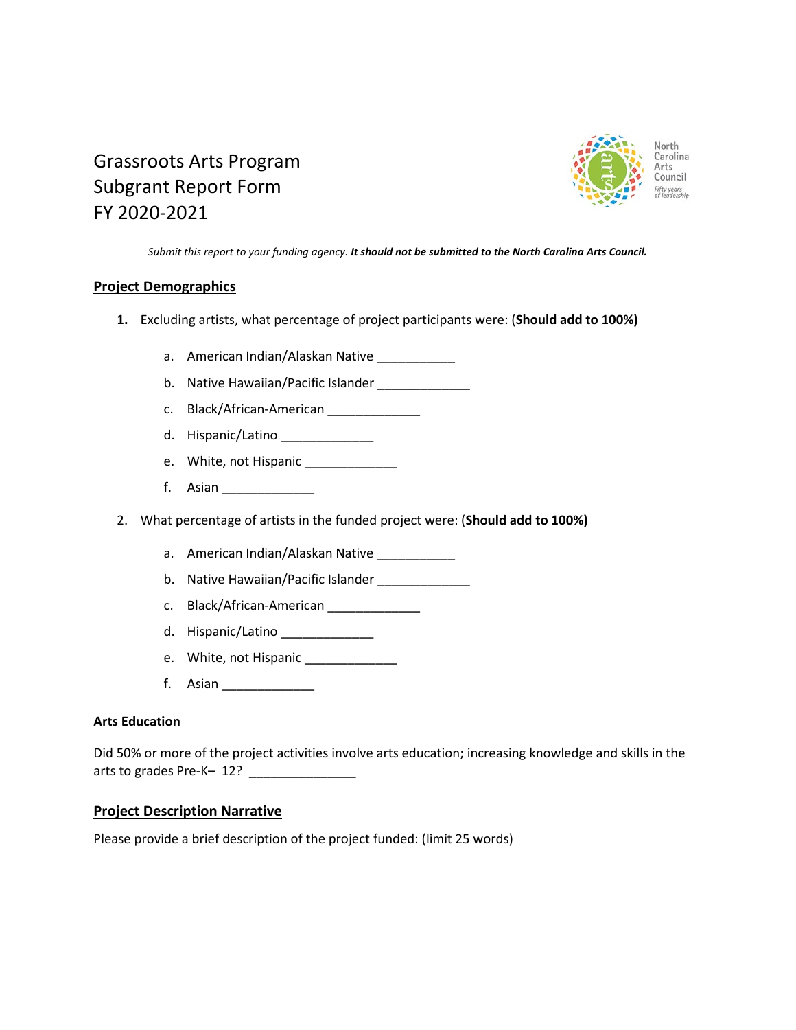Grassroots Arts Program
Subgrant Report Form
FY 2020-2021

North Carolina Arts Council
*Fifty years of leadership*

---

*Submit this report to your funding agency.* ***It should not be submitted to the North Carolina Arts Council.***

## Project Demographics

1. Excluding artists, what percentage of project participants were: (**Should add to 100%)**

   a. American Indian/Alaskan Native ___________
   
   b. Native Hawaiian/Pacific Islander _____________
   
   c. Black/African-American _____________
   
   d. Hispanic/Latino _____________
   
   e. White, not Hispanic _____________
   
   f. Asian _____________

2. What percentage of artists in the funded project were: (**Should add to 100%)**

   a. American Indian/Alaskan Native ___________
   
   b. Native Hawaiian/Pacific Islander _____________
   
   c. Black/African-American _____________
   
   d. Hispanic/Latino _____________
   
   e. White, not Hispanic _____________
   
   f. Asian _____________

### Arts Education

Did 50% or more of the project activities involve arts education; increasing knowledge and skills in the arts to grades Pre-K– 12? _______________

## Project Description Narrative

Please provide a brief description of the project funded: (limit 25 words)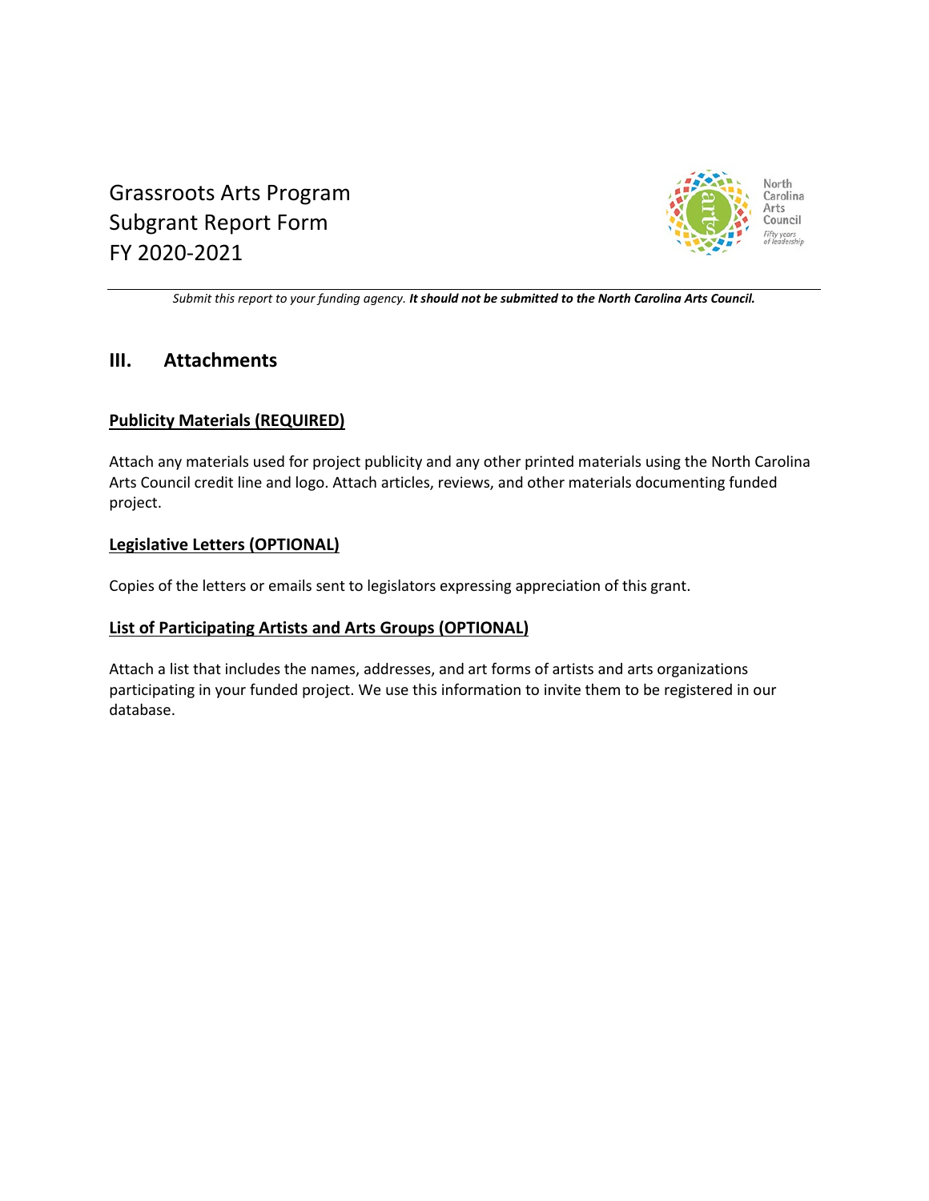# Grassroots Arts Program
# Subgrant Report Form
# FY 2020-2021

North Carolina Arts Council
*Fifty years of leadership*

*Submit this report to your funding agency.* ***It should not be submitted to the North Carolina Arts Council.***

## III. Attachments

### Publicity Materials (REQUIRED)

Attach any materials used for project publicity and any other printed materials using the North Carolina Arts Council credit line and logo. Attach articles, reviews, and other materials documenting funded project.

### Legislative Letters (OPTIONAL)

Copies of the letters or emails sent to legislators expressing appreciation of this grant.

### List of Participating Artists and Arts Groups (OPTIONAL)

Attach a list that includes the names, addresses, and art forms of artists and arts organizations participating in your funded project. We use this information to invite them to be registered in our database.